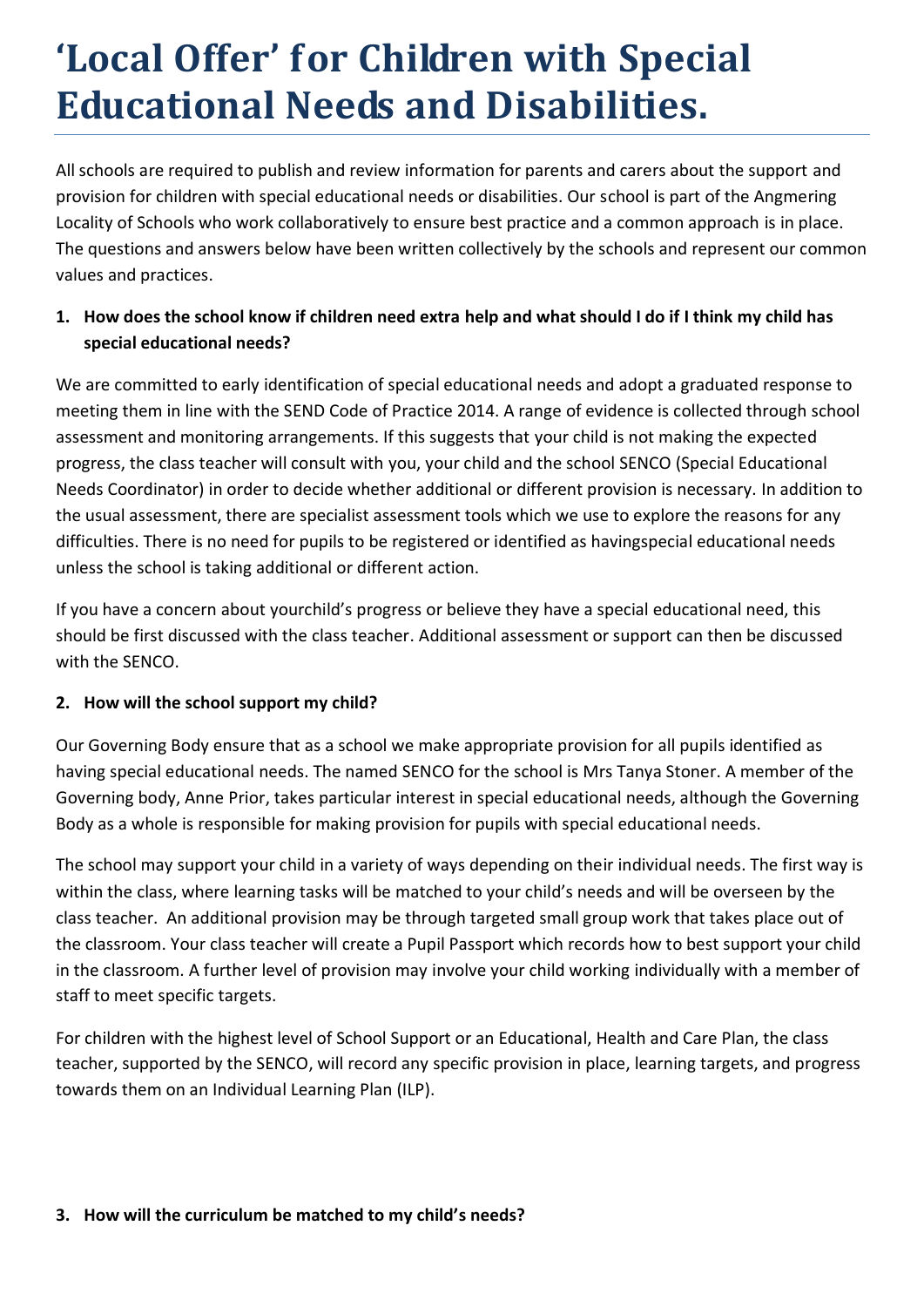# 'Local Offer' for Children with Special Educational Needs and Disabilities.

All schools are required to publish and review information for parents and carers about the support and provision for children with special educational needs or disabilities. Our school is part of the Angmering Locality of Schools who work collaboratively to ensure best practice and a common approach is in place. The questions and answers below have been written collectively by the schools and represent our common values and practices.

**1. How does the school know if children need extra help and what should I do if I think my child has special educational needs?**

We are committed to early identification of special educational needs and adopt a graduated response to meeting them in line with the SEND Code of Practice 2014. A range of evidence is collected through school assessment and monitoring arrangements. If this suggests that your child is not making the expected progress, the class teacher will consult with you, your child and the school SENCO (Special Educational Needs Coordinator) in order to decide whether additional or different provision is necessary. In addition to the usual assessment, there are specialist assessment tools which we use to explore the reasons for any difficulties. There is no need for pupils to be registered or identified as havingspecial educational needs unless the school is taking additional or different action.

If you have a concern about yourchild's progress or believe they have a special educational need, this should be first discussed with the class teacher. Additional assessment or support can then be discussed with the SENCO.

**2. How will the school support my child?**

Our Governing Body ensure that as a school we make appropriate provision for all pupils identified as having special educational needs. The named SENCO for the school is Mrs Tanya Stoner. A member of the Governing body, Anne Prior, takes particular interest in special educational needs, although the Governing Body as a whole is responsible for making provision for pupils with special educational needs.

The school may support your child in a variety of ways depending on their individual needs. The first way is within the class, where learning tasks will be matched to your child's needs and will be overseen by the class teacher. An additional provision may be through targeted small group work that takes place out of the classroom. Your class teacher will create a Pupil Passport which records how to best support your child in the classroom. A further level of provision may involve your child working individually with a member of staff to meet specific targets.

For children with the highest level of School Support or an Educational, Health and Care Plan, the class teacher, supported by the SENCO, will record any specific provision in place, learning targets, and progress towards them on an Individual Learning Plan (ILP).

**3. How will the curriculum be matched to my child's needs?**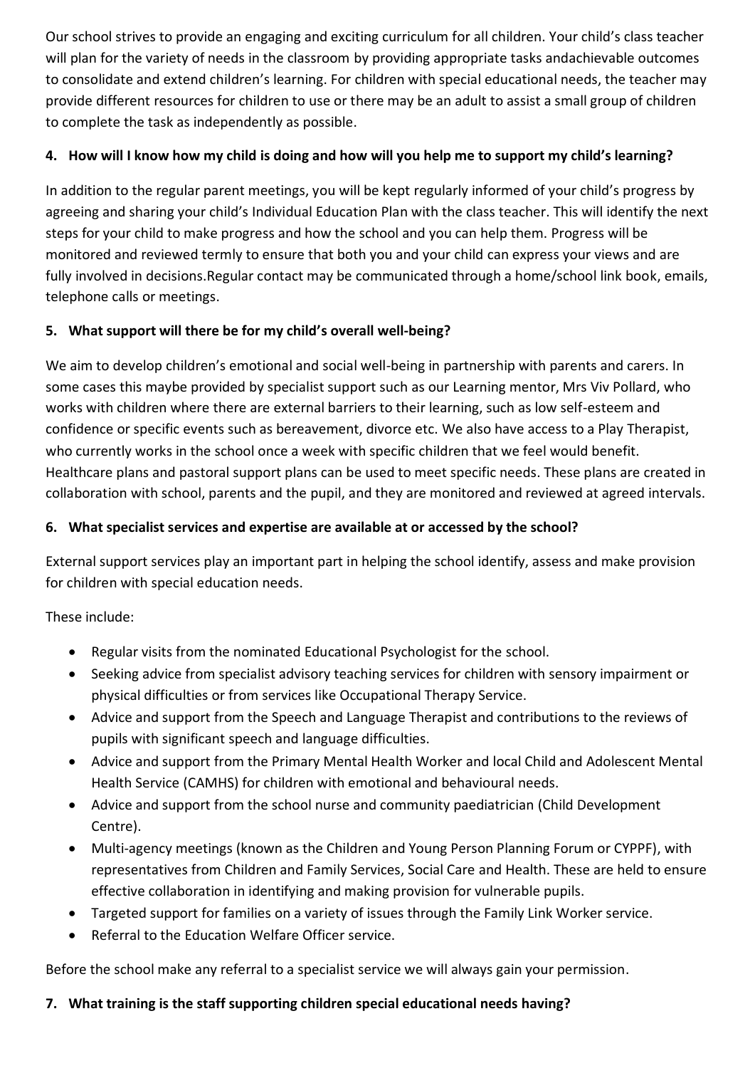Our school strives to provide an engaging and exciting curriculum for all children. Your child's class teacher will plan for the variety of needs in the classroom by providing appropriate tasks andachievable outcomes to consolidate and extend children's learning. For children with special educational needs, the teacher may provide different resources for children to use or there may be an adult to assist a small group of children to complete the task as independently as possible.

**4. How will I know how my child is doing and how will you help me to support my child's learning?**

In addition to the regular parent meetings, you will be kept regularly informed of your child's progress by agreeing and sharing your child's Individual Education Plan with the class teacher. This will identify the next steps for your child to make progress and how the school and you can help them. Progress will be monitored and reviewed termly to ensure that both you and your child can express your views and are fully involved in decisions.Regular contact may be communicated through a home/school link book, emails, telephone calls or meetings.

**5. What support will there be for my child's overall well-being?**

We aim to develop children's emotional and social well-being in partnership with parents and carers. In some cases this maybe provided by specialist support such as our Learning mentor, Mrs Viv Pollard, who works with children where there are external barriers to their learning, such as low self-esteem and confidence or specific events such as bereavement, divorce etc. We also have access to a Play Therapist, who currently works in the school once a week with specific children that we feel would benefit. Healthcare plans and pastoral support plans can be used to meet specific needs. These plans are created in collaboration with school, parents and the pupil, and they are monitored and reviewed at agreed intervals.

**6. What specialist services and expertise are available at or accessed by the school?**

External support services play an important part in helping the school identify, assess and make provision for children with special education needs.

These include:

- Regular visits from the nominated Educational Psychologist for the school.
- Seeking advice from specialist advisory teaching services for children with sensory impairment or physical difficulties or from services like Occupational Therapy Service.
- Advice and support from the Speech and Language Therapist and contributions to the reviews of pupils with significant speech and language difficulties.
- Advice and support from the Primary Mental Health Worker and local Child and Adolescent Mental Health Service (CAMHS) for children with emotional and behavioural needs.
- Advice and support from the school nurse and community paediatrician (Child Development Centre).
- Multi-agency meetings (known as the Children and Young Person Planning Forum or CYPPF), with representatives from Children and Family Services, Social Care and Health. These are held to ensure effective collaboration in identifying and making provision for vulnerable pupils.
- Targeted support for families on a variety of issues through the Family Link Worker service.
- Referral to the Education Welfare Officer service.

Before the school make any referral to a specialist service we will always gain your permission.

**7. What training is the staff supporting children special educational needs having?**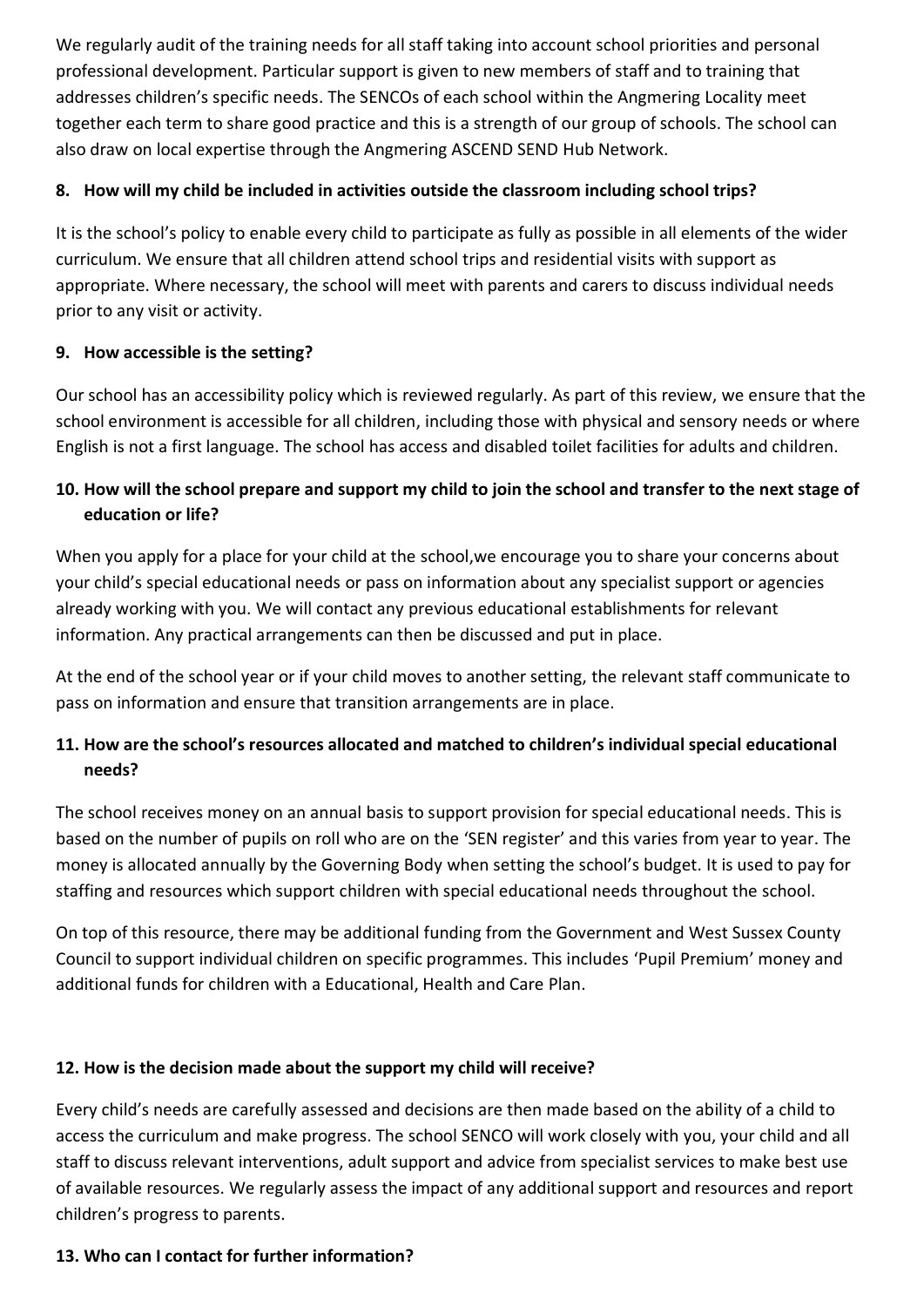We regularly audit of the training needs for all staff taking into account school priorities and personal professional development. Particular support is given to new members of staff and to training that addresses children's specific needs. The SENCOs of each school within the Angmering Locality meet together each term to share good practice and this is a strength of our group of schools. The school can also draw on local expertise through the Angmering ASCEND SEND Hub Network.

**8. How will my child be included in activities outside the classroom including school trips?**

It is the school's policy to enable every child to participate as fully as possible in all elements of the wider curriculum. We ensure that all children attend school trips and residential visits with support as appropriate. Where necessary, the school will meet with parents and carers to discuss individual needs prior to any visit or activity.

**9. How accessible is the setting?**

Our school has an accessibility policy which is reviewed regularly. As part of this review, we ensure that the school environment is accessible for all children, including those with physical and sensory needs or where English is not a first language. The school has access and disabled toilet facilities for adults and children.

**10. How will the school prepare and support my child to join the school and transfer to the next stage of education or life?**

When you apply for a place for your child at the school,we encourage you to share your concerns about your child's special educational needs or pass on information about any specialist support or agencies already working with you. We will contact any previous educational establishments for relevant information. Any practical arrangements can then be discussed and put in place.

At the end of the school year or if your child moves to another setting, the relevant staff communicate to pass on information and ensure that transition arrangements are in place.

**11. How are the school's resources allocated and matched to children's individual special educational needs?**

The school receives money on an annual basis to support provision for special educational needs. This is based on the number of pupils on roll who are on the 'SEN register' and this varies from year to year. The money is allocated annually by the Governing Body when setting the school's budget. It is used to pay for staffing and resources which support children with special educational needs throughout the school.

On top of this resource, there may be additional funding from the Government and West Sussex County Council to support individual children on specific programmes. This includes 'Pupil Premium' money and additional funds for children with a Educational, Health and Care Plan.

**12. How is the decision made about the support my child will receive?**

Every child's needs are carefully assessed and decisions are then made based on the ability of a child to access the curriculum and make progress. The school SENCO will work closely with you, your child and all staff to discuss relevant interventions, adult support and advice from specialist services to make best use of available resources. We regularly assess the impact of any additional support and resources and report children's progress to parents.

**13. Who can I contact for further information?**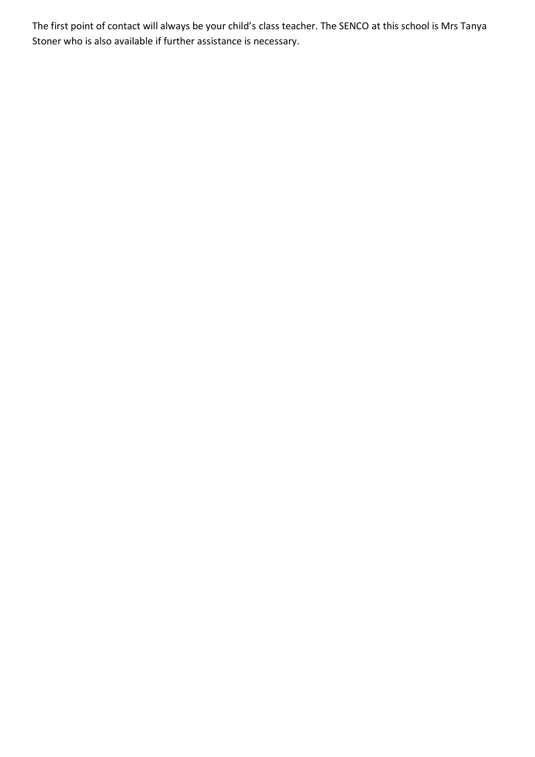The first point of contact will always be your child's class teacher. The SENCO at this school is Mrs Tanya Stoner who is also available if further assistance is necessary.